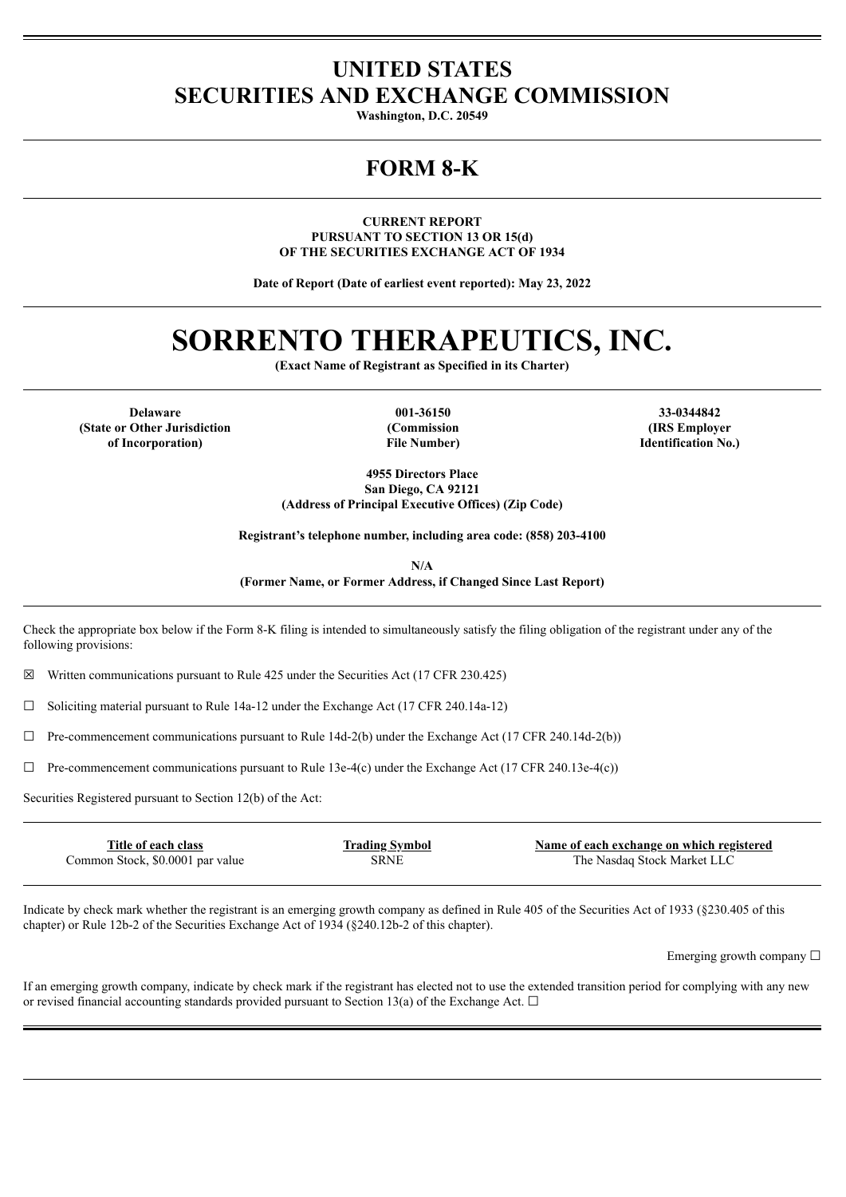# UNITED STATES
# SECURITIES AND EXCHANGE COMMISSION

**Washington, D.C. 20549**

# FORM 8-K

**CURRENT REPORT**
**PURSUANT TO SECTION 13 OR 15(d)**
**OF THE SECURITIES EXCHANGE ACT OF 1934**

**Date of Report (Date of earliest event reported): May 23, 2022**

# SORRENTO THERAPEUTICS, INC.

**(Exact Name of Registrant as Specified in its Charter)**

| Delaware | 001-36150 | 33-0344842 |
|---|---|---|
| (State or Other Jurisdiction of Incorporation) | (Commission File Number) | (IRS Employer Identification No.) |

**4955 Directors Place**
**San Diego, CA 92121**
**(Address of Principal Executive Offices) (Zip Code)**

**Registrant's telephone number, including area code: (858) 203-4100**

**N/A**
**(Former Name, or Former Address, if Changed Since Last Report)**

Check the appropriate box below if the Form 8-K filing is intended to simultaneously satisfy the filing obligation of the registrant under any of the following provisions:

☒ Written communications pursuant to Rule 425 under the Securities Act (17 CFR 230.425)

☐ Soliciting material pursuant to Rule 14a-12 under the Exchange Act (17 CFR 240.14a-12)

☐ Pre-commencement communications pursuant to Rule 14d-2(b) under the Exchange Act (17 CFR 240.14d-2(b))

☐ Pre-commencement communications pursuant to Rule 13e-4(c) under the Exchange Act (17 CFR 240.13e-4(c))

Securities Registered pursuant to Section 12(b) of the Act:

| Title of each class | Trading Symbol | Name of each exchange on which registered |
|---|---|---|
| Common Stock, $0.0001 par value | SRNE | The Nasdaq Stock Market LLC |

Indicate by check mark whether the registrant is an emerging growth company as defined in Rule 405 of the Securities Act of 1933 (§230.405 of this chapter) or Rule 12b-2 of the Securities Exchange Act of 1934 (§240.12b-2 of this chapter).

Emerging growth company ☐

If an emerging growth company, indicate by check mark if the registrant has elected not to use the extended transition period for complying with any new or revised financial accounting standards provided pursuant to Section 13(a) of the Exchange Act. ☐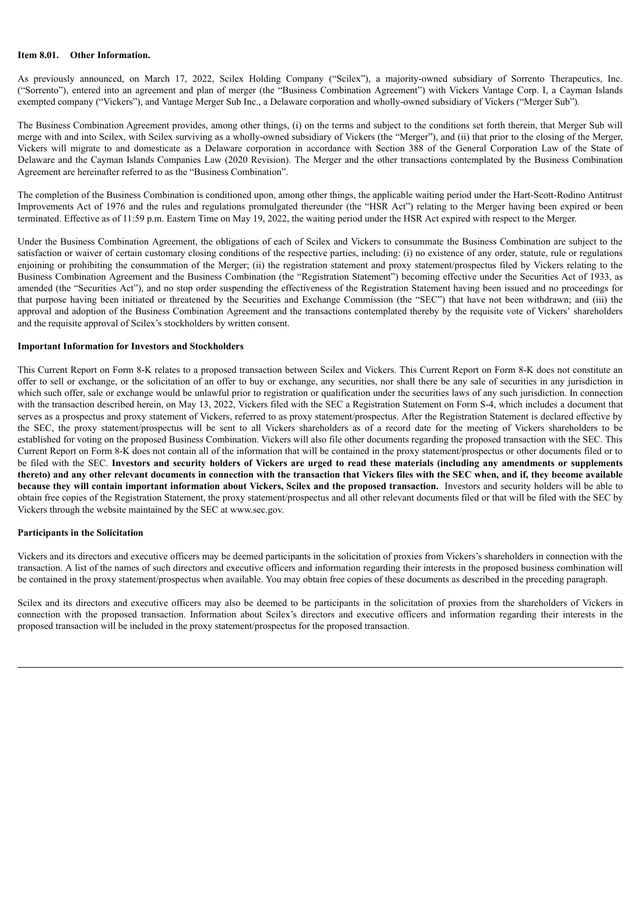**Item 8.01. Other Information.**

As previously announced, on March 17, 2022, Scilex Holding Company ("Scilex"), a majority-owned subsidiary of Sorrento Therapeutics, Inc. ("Sorrento"), entered into an agreement and plan of merger (the "Business Combination Agreement") with Vickers Vantage Corp. I, a Cayman Islands exempted company ("Vickers"), and Vantage Merger Sub Inc., a Delaware corporation and wholly-owned subsidiary of Vickers ("Merger Sub").

The Business Combination Agreement provides, among other things, (i) on the terms and subject to the conditions set forth therein, that Merger Sub will merge with and into Scilex, with Scilex surviving as a wholly-owned subsidiary of Vickers (the "Merger"), and (ii) that prior to the closing of the Merger, Vickers will migrate to and domesticate as a Delaware corporation in accordance with Section 388 of the General Corporation Law of the State of Delaware and the Cayman Islands Companies Law (2020 Revision). The Merger and the other transactions contemplated by the Business Combination Agreement are hereinafter referred to as the "Business Combination".

The completion of the Business Combination is conditioned upon, among other things, the applicable waiting period under the Hart-Scott-Rodino Antitrust Improvements Act of 1976 and the rules and regulations promulgated thereunder (the "HSR Act") relating to the Merger having been expired or been terminated. Effective as of 11:59 p.m. Eastern Time on May 19, 2022, the waiting period under the HSR Act expired with respect to the Merger.

Under the Business Combination Agreement, the obligations of each of Scilex and Vickers to consummate the Business Combination are subject to the satisfaction or waiver of certain customary closing conditions of the respective parties, including: (i) no existence of any order, statute, rule or regulations enjoining or prohibiting the consummation of the Merger; (ii) the registration statement and proxy statement/prospectus filed by Vickers relating to the Business Combination Agreement and the Business Combination (the "Registration Statement") becoming effective under the Securities Act of 1933, as amended (the "Securities Act"), and no stop order suspending the effectiveness of the Registration Statement having been issued and no proceedings for that purpose having been initiated or threatened by the Securities and Exchange Commission (the "SEC") that have not been withdrawn; and (iii) the approval and adoption of the Business Combination Agreement and the transactions contemplated thereby by the requisite vote of Vickers' shareholders and the requisite approval of Scilex's stockholders by written consent.

**Important Information for Investors and Stockholders**

This Current Report on Form 8-K relates to a proposed transaction between Scilex and Vickers. This Current Report on Form 8-K does not constitute an offer to sell or exchange, or the solicitation of an offer to buy or exchange, any securities, nor shall there be any sale of securities in any jurisdiction in which such offer, sale or exchange would be unlawful prior to registration or qualification under the securities laws of any such jurisdiction. In connection with the transaction described herein, on May 13, 2022, Vickers filed with the SEC a Registration Statement on Form S-4, which includes a document that serves as a prospectus and proxy statement of Vickers, referred to as proxy statement/prospectus. After the Registration Statement is declared effective by the SEC, the proxy statement/prospectus will be sent to all Vickers shareholders as of a record date for the meeting of Vickers shareholders to be established for voting on the proposed Business Combination. Vickers will also file other documents regarding the proposed transaction with the SEC. This Current Report on Form 8-K does not contain all of the information that will be contained in the proxy statement/prospectus or other documents filed or to be filed with the SEC. **Investors and security holders of Vickers are urged to read these materials (including any amendments or supplements thereto) and any other relevant documents in connection with the transaction that Vickers files with the SEC when, and if, they become available because they will contain important information about Vickers, Scilex and the proposed transaction.** Investors and security holders will be able to obtain free copies of the Registration Statement, the proxy statement/prospectus and all other relevant documents filed or that will be filed with the SEC by Vickers through the website maintained by the SEC at www.sec.gov.

**Participants in the Solicitation**

Vickers and its directors and executive officers may be deemed participants in the solicitation of proxies from Vickers's shareholders in connection with the transaction. A list of the names of such directors and executive officers and information regarding their interests in the proposed business combination will be contained in the proxy statement/prospectus when available. You may obtain free copies of these documents as described in the preceding paragraph.

Scilex and its directors and executive officers may also be deemed to be participants in the solicitation of proxies from the shareholders of Vickers in connection with the proposed transaction. Information about Scilex's directors and executive officers and information regarding their interests in the proposed transaction will be included in the proxy statement/prospectus for the proposed transaction.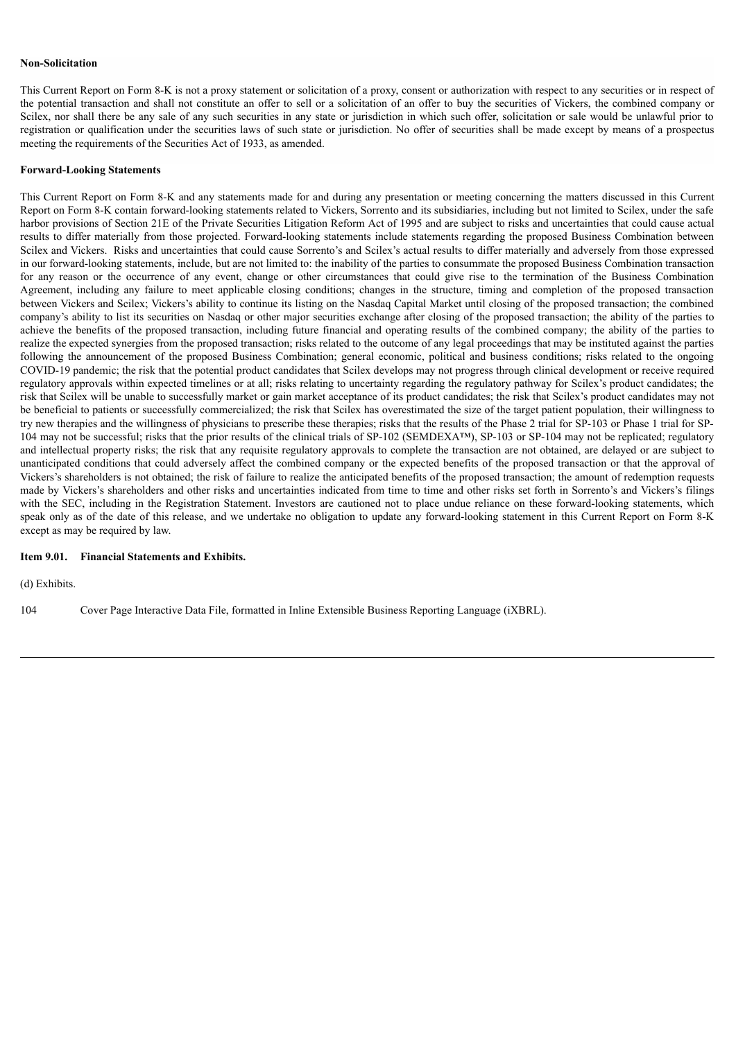**Non-Solicitation**

This Current Report on Form 8-K is not a proxy statement or solicitation of a proxy, consent or authorization with respect to any securities or in respect of the potential transaction and shall not constitute an offer to sell or a solicitation of an offer to buy the securities of Vickers, the combined company or Scilex, nor shall there be any sale of any such securities in any state or jurisdiction in which such offer, solicitation or sale would be unlawful prior to registration or qualification under the securities laws of such state or jurisdiction. No offer of securities shall be made except by means of a prospectus meeting the requirements of the Securities Act of 1933, as amended.

**Forward-Looking Statements**

This Current Report on Form 8-K and any statements made for and during any presentation or meeting concerning the matters discussed in this Current Report on Form 8-K contain forward-looking statements related to Vickers, Sorrento and its subsidiaries, including but not limited to Scilex, under the safe harbor provisions of Section 21E of the Private Securities Litigation Reform Act of 1995 and are subject to risks and uncertainties that could cause actual results to differ materially from those projected. Forward-looking statements include statements regarding the proposed Business Combination between Scilex and Vickers. Risks and uncertainties that could cause Sorrento's and Scilex's actual results to differ materially and adversely from those expressed in our forward-looking statements, include, but are not limited to: the inability of the parties to consummate the proposed Business Combination transaction for any reason or the occurrence of any event, change or other circumstances that could give rise to the termination of the Business Combination Agreement, including any failure to meet applicable closing conditions; changes in the structure, timing and completion of the proposed transaction between Vickers and Scilex; Vickers's ability to continue its listing on the Nasdaq Capital Market until closing of the proposed transaction; the combined company's ability to list its securities on Nasdaq or other major securities exchange after closing of the proposed transaction; the ability of the parties to achieve the benefits of the proposed transaction, including future financial and operating results of the combined company; the ability of the parties to realize the expected synergies from the proposed transaction; risks related to the outcome of any legal proceedings that may be instituted against the parties following the announcement of the proposed Business Combination; general economic, political and business conditions; risks related to the ongoing COVID-19 pandemic; the risk that the potential product candidates that Scilex develops may not progress through clinical development or receive required regulatory approvals within expected timelines or at all; risks relating to uncertainty regarding the regulatory pathway for Scilex's product candidates; the risk that Scilex will be unable to successfully market or gain market acceptance of its product candidates; the risk that Scilex's product candidates may not be beneficial to patients or successfully commercialized; the risk that Scilex has overestimated the size of the target patient population, their willingness to try new therapies and the willingness of physicians to prescribe these therapies; risks that the results of the Phase 2 trial for SP-103 or Phase 1 trial for SP-104 may not be successful; risks that the prior results of the clinical trials of SP-102 (SEMDEXA™), SP-103 or SP-104 may not be replicated; regulatory and intellectual property risks; the risk that any requisite regulatory approvals to complete the transaction are not obtained, are delayed or are subject to unanticipated conditions that could adversely affect the combined company or the expected benefits of the proposed transaction or that the approval of Vickers's shareholders is not obtained; the risk of failure to realize the anticipated benefits of the proposed transaction; the amount of redemption requests made by Vickers's shareholders and other risks and uncertainties indicated from time to time and other risks set forth in Sorrento's and Vickers's filings with the SEC, including in the Registration Statement. Investors are cautioned not to place undue reliance on these forward-looking statements, which speak only as of the date of this release, and we undertake no obligation to update any forward-looking statement in this Current Report on Form 8-K except as may be required by law.

**Item 9.01. Financial Statements and Exhibits.**

(d) Exhibits.

104 Cover Page Interactive Data File, formatted in Inline Extensible Business Reporting Language (iXBRL).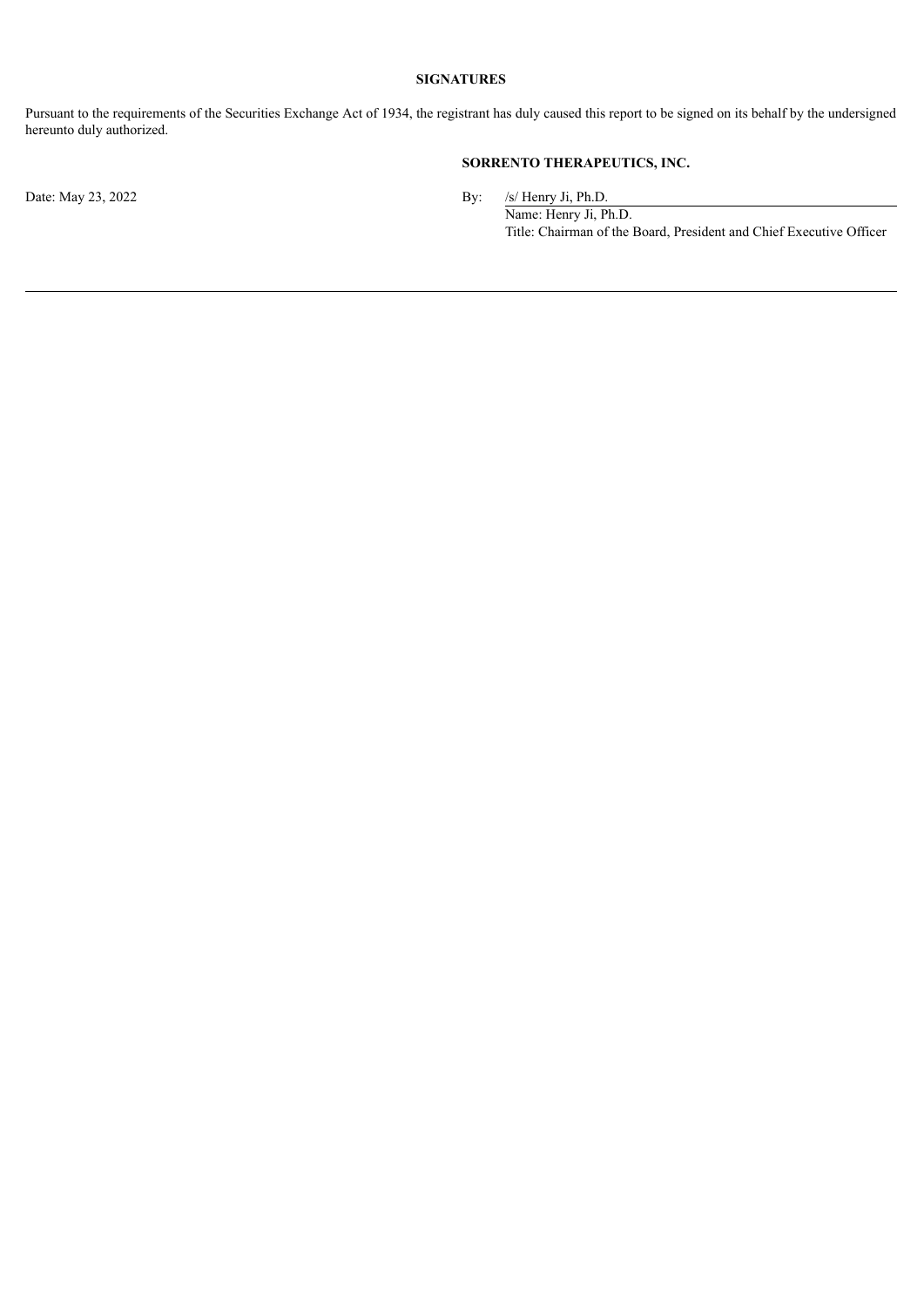**SIGNATURES**

Pursuant to the requirements of the Securities Exchange Act of 1934, the registrant has duly caused this report to be signed on its behalf by the undersigned hereunto duly authorized.

**SORRENTO THERAPEUTICS, INC.**

Date: May 23, 2022

By: /s/ Henry Ji, Ph.D.
Name: Henry Ji, Ph.D.
Title: Chairman of the Board, President and Chief Executive Officer